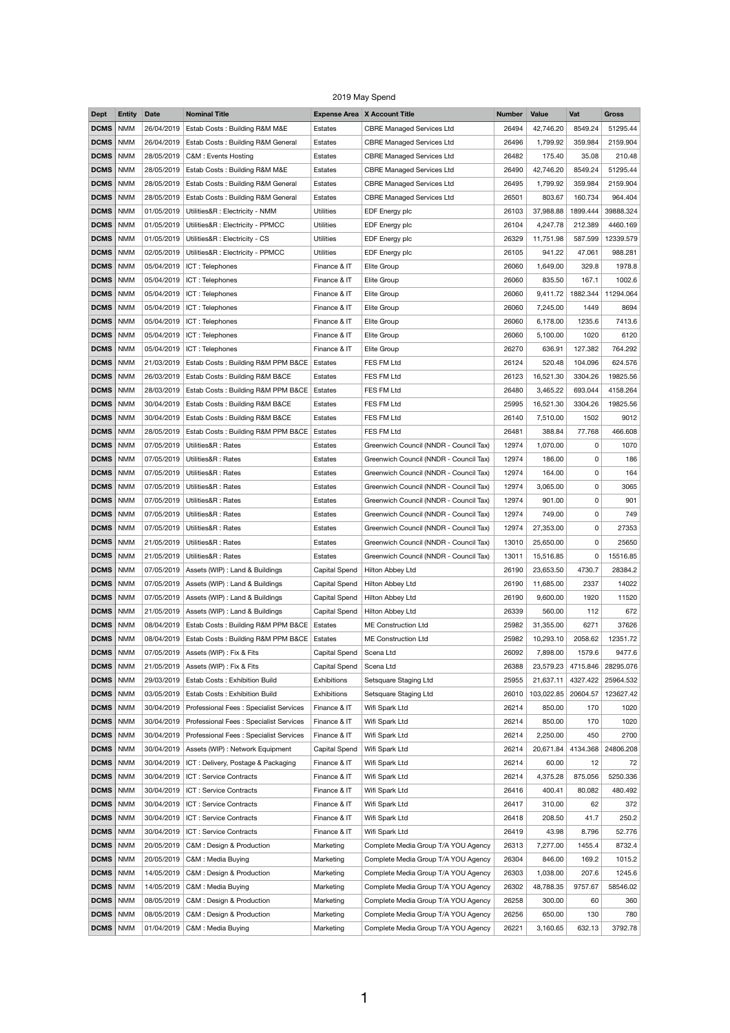2019 May Spend

| Dept | Entity | Date | Nominal Title | Expense Area | X Account Title | Number | Value | Vat | Gross |
|---|---|---|---|---|---|---|---|---|---|
| **DCMS** | NMM | 26/04/2019 | Estab Costs : Building R&M M&E | Estates | CBRE Managed Services Ltd | 26494 | 42,746.20 | 8549.24 | 51295.44 |
| **DCMS** | NMM | 26/04/2019 | Estab Costs : Building R&M General | Estates | CBRE Managed Services Ltd | 26496 | 1,799.92 | 359.984 | 2159.904 |
| **DCMS** | NMM | 28/05/2019 | C&M : Events Hosting | Estates | CBRE Managed Services Ltd | 26482 | 175.40 | 35.08 | 210.48 |
| **DCMS** | NMM | 28/05/2019 | Estab Costs : Building R&M M&E | Estates | CBRE Managed Services Ltd | 26490 | 42,746.20 | 8549.24 | 51295.44 |
| **DCMS** | NMM | 28/05/2019 | Estab Costs : Building R&M General | Estates | CBRE Managed Services Ltd | 26495 | 1,799.92 | 359.984 | 2159.904 |
| **DCMS** | NMM | 28/05/2019 | Estab Costs : Building R&M General | Estates | CBRE Managed Services Ltd | 26501 | 803.67 | 160.734 | 964.404 |
| **DCMS** | NMM | 01/05/2019 | Utilities&R : Electricity - NMM | Utilities | EDF Energy plc | 26103 | 37,988.88 | 1899.444 | 39888.324 |
| **DCMS** | NMM | 01/05/2019 | Utilities&R : Electricity - PPMCC | Utilities | EDF Energy plc | 26104 | 4,247.78 | 212.389 | 4460.169 |
| **DCMS** | NMM | 01/05/2019 | Utilities&R : Electricity - CS | Utilities | EDF Energy plc | 26329 | 11,751.98 | 587.599 | 12339.579 |
| **DCMS** | NMM | 02/05/2019 | Utilities&R : Electricity - PPMCC | Utilities | EDF Energy plc | 26105 | 941.22 | 47.061 | 988.281 |
| **DCMS** | NMM | 05/04/2019 | ICT : Telephones | Finance & IT | Elite Group | 26060 | 1,649.00 | 329.8 | 1978.8 |
| **DCMS** | NMM | 05/04/2019 | ICT : Telephones | Finance & IT | Elite Group | 26060 | 835.50 | 167.1 | 1002.6 |
| **DCMS** | NMM | 05/04/2019 | ICT : Telephones | Finance & IT | Elite Group | 26060 | 9,411.72 | 1882.344 | 11294.064 |
| **DCMS** | NMM | 05/04/2019 | ICT : Telephones | Finance & IT | Elite Group | 26060 | 7,245.00 | 1449 | 8694 |
| **DCMS** | NMM | 05/04/2019 | ICT : Telephones | Finance & IT | Elite Group | 26060 | 6,178.00 | 1235.6 | 7413.6 |
| **DCMS** | NMM | 05/04/2019 | ICT : Telephones | Finance & IT | Elite Group | 26060 | 5,100.00 | 1020 | 6120 |
| **DCMS** | NMM | 05/04/2019 | ICT : Telephones | Finance & IT | Elite Group | 26270 | 636.91 | 127.382 | 764.292 |
| **DCMS** | NMM | 21/03/2019 | Estab Costs : Building R&M PPM B&CE | Estates | FES FM Ltd | 26124 | 520.48 | 104.096 | 624.576 |
| **DCMS** | NMM | 26/03/2019 | Estab Costs : Building R&M B&CE | Estates | FES FM Ltd | 26123 | 16,521.30 | 3304.26 | 19825.56 |
| **DCMS** | NMM | 28/03/2019 | Estab Costs : Building R&M PPM B&CE | Estates | FES FM Ltd | 26480 | 3,465.22 | 693.044 | 4158.264 |
| **DCMS** | NMM | 30/04/2019 | Estab Costs : Building R&M B&CE | Estates | FES FM Ltd | 25995 | 16,521.30 | 3304.26 | 19825.56 |
| **DCMS** | NMM | 30/04/2019 | Estab Costs : Building R&M B&CE | Estates | FES FM Ltd | 26140 | 7,510.00 | 1502 | 9012 |
| **DCMS** | NMM | 28/05/2019 | Estab Costs : Building R&M PPM B&CE | Estates | FES FM Ltd | 26481 | 388.84 | 77.768 | 466.608 |
| **DCMS** | NMM | 07/05/2019 | Utilities&R : Rates | Estates | Greenwich Council (NNDR - Council Tax) | 12974 | 1,070.00 | 0 | 1070 |
| **DCMS** | NMM | 07/05/2019 | Utilities&R : Rates | Estates | Greenwich Council (NNDR - Council Tax) | 12974 | 186.00 | 0 | 186 |
| **DCMS** | NMM | 07/05/2019 | Utilities&R : Rates | Estates | Greenwich Council (NNDR - Council Tax) | 12974 | 164.00 | 0 | 164 |
| **DCMS** | NMM | 07/05/2019 | Utilities&R : Rates | Estates | Greenwich Council (NNDR - Council Tax) | 12974 | 3,065.00 | 0 | 3065 |
| **DCMS** | NMM | 07/05/2019 | Utilities&R : Rates | Estates | Greenwich Council (NNDR - Council Tax) | 12974 | 901.00 | 0 | 901 |
| **DCMS** | NMM | 07/05/2019 | Utilities&R : Rates | Estates | Greenwich Council (NNDR - Council Tax) | 12974 | 749.00 | 0 | 749 |
| **DCMS** | NMM | 07/05/2019 | Utilities&R : Rates | Estates | Greenwich Council (NNDR - Council Tax) | 12974 | 27,353.00 | 0 | 27353 |
| **DCMS** | NMM | 21/05/2019 | Utilities&R : Rates | Estates | Greenwich Council (NNDR - Council Tax) | 13010 | 25,650.00 | 0 | 25650 |
| **DCMS** | NMM | 21/05/2019 | Utilities&R : Rates | Estates | Greenwich Council (NNDR - Council Tax) | 13011 | 15,516.85 | 0 | 15516.85 |
| **DCMS** | NMM | 07/05/2019 | Assets (WIP) : Land & Buildings | Capital Spend | Hilton Abbey Ltd | 26190 | 23,653.50 | 4730.7 | 28384.2 |
| **DCMS** | NMM | 07/05/2019 | Assets (WIP) : Land & Buildings | Capital Spend | Hilton Abbey Ltd | 26190 | 11,685.00 | 2337 | 14022 |
| **DCMS** | NMM | 07/05/2019 | Assets (WIP) : Land & Buildings | Capital Spend | Hilton Abbey Ltd | 26190 | 9,600.00 | 1920 | 11520 |
| **DCMS** | NMM | 21/05/2019 | Assets (WIP) : Land & Buildings | Capital Spend | Hilton Abbey Ltd | 26339 | 560.00 | 112 | 672 |
| **DCMS** | NMM | 08/04/2019 | Estab Costs : Building R&M PPM B&CE | Estates | ME Construction Ltd | 25982 | 31,355.00 | 6271 | 37626 |
| **DCMS** | NMM | 08/04/2019 | Estab Costs : Building R&M PPM B&CE | Estates | ME Construction Ltd | 25982 | 10,293.10 | 2058.62 | 12351.72 |
| **DCMS** | NMM | 07/05/2019 | Assets (WIP) : Fix & Fits | Capital Spend | Scena Ltd | 26092 | 7,898.00 | 1579.6 | 9477.6 |
| **DCMS** | NMM | 21/05/2019 | Assets (WIP) : Fix & Fits | Capital Spend | Scena Ltd | 26388 | 23,579.23 | 4715.846 | 28295.076 |
| **DCMS** | NMM | 29/03/2019 | Estab Costs : Exhibition Build | Exhibitions | Setsquare Staging Ltd | 25955 | 21,637.11 | 4327.422 | 25964.532 |
| **DCMS** | NMM | 03/05/2019 | Estab Costs : Exhibition Build | Exhibitions | Setsquare Staging Ltd | 26010 | 103,022.85 | 20604.57 | 123627.42 |
| **DCMS** | NMM | 30/04/2019 | Professional Fees : Specialist Services | Finance & IT | Wifi Spark Ltd | 26214 | 850.00 | 170 | 1020 |
| **DCMS** | NMM | 30/04/2019 | Professional Fees : Specialist Services | Finance & IT | Wifi Spark Ltd | 26214 | 850.00 | 170 | 1020 |
| **DCMS** | NMM | 30/04/2019 | Professional Fees : Specialist Services | Finance & IT | Wifi Spark Ltd | 26214 | 2,250.00 | 450 | 2700 |
| **DCMS** | NMM | 30/04/2019 | Assets (WIP) : Network Equipment | Capital Spend | Wifi Spark Ltd | 26214 | 20,671.84 | 4134.368 | 24806.208 |
| **DCMS** | NMM | 30/04/2019 | ICT : Delivery, Postage & Packaging | Finance & IT | Wifi Spark Ltd | 26214 | 60.00 | 12 | 72 |
| **DCMS** | NMM | 30/04/2019 | ICT : Service Contracts | Finance & IT | Wifi Spark Ltd | 26214 | 4,375.28 | 875.056 | 5250.336 |
| **DCMS** | NMM | 30/04/2019 | ICT : Service Contracts | Finance & IT | Wifi Spark Ltd | 26416 | 400.41 | 80.082 | 480.492 |
| **DCMS** | NMM | 30/04/2019 | ICT : Service Contracts | Finance & IT | Wifi Spark Ltd | 26417 | 310.00 | 62 | 372 |
| **DCMS** | NMM | 30/04/2019 | ICT : Service Contracts | Finance & IT | Wifi Spark Ltd | 26418 | 208.50 | 41.7 | 250.2 |
| **DCMS** | NMM | 30/04/2019 | ICT : Service Contracts | Finance & IT | Wifi Spark Ltd | 26419 | 43.98 | 8.796 | 52.776 |
| **DCMS** | NMM | 20/05/2019 | C&M : Design & Production | Marketing | Complete Media Group T/A YOU Agency | 26313 | 7,277.00 | 1455.4 | 8732.4 |
| **DCMS** | NMM | 20/05/2019 | C&M : Media Buying | Marketing | Complete Media Group T/A YOU Agency | 26304 | 846.00 | 169.2 | 1015.2 |
| **DCMS** | NMM | 14/05/2019 | C&M : Design & Production | Marketing | Complete Media Group T/A YOU Agency | 26303 | 1,038.00 | 207.6 | 1245.6 |
| **DCMS** | NMM | 14/05/2019 | C&M : Media Buying | Marketing | Complete Media Group T/A YOU Agency | 26302 | 48,788.35 | 9757.67 | 58546.02 |
| **DCMS** | NMM | 08/05/2019 | C&M : Design & Production | Marketing | Complete Media Group T/A YOU Agency | 26258 | 300.00 | 60 | 360 |
| **DCMS** | NMM | 08/05/2019 | C&M : Design & Production | Marketing | Complete Media Group T/A YOU Agency | 26256 | 650.00 | 130 | 780 |
| **DCMS** | NMM | 01/04/2019 | C&M : Media Buying | Marketing | Complete Media Group T/A YOU Agency | 26221 | 3,160.65 | 632.13 | 3792.78 |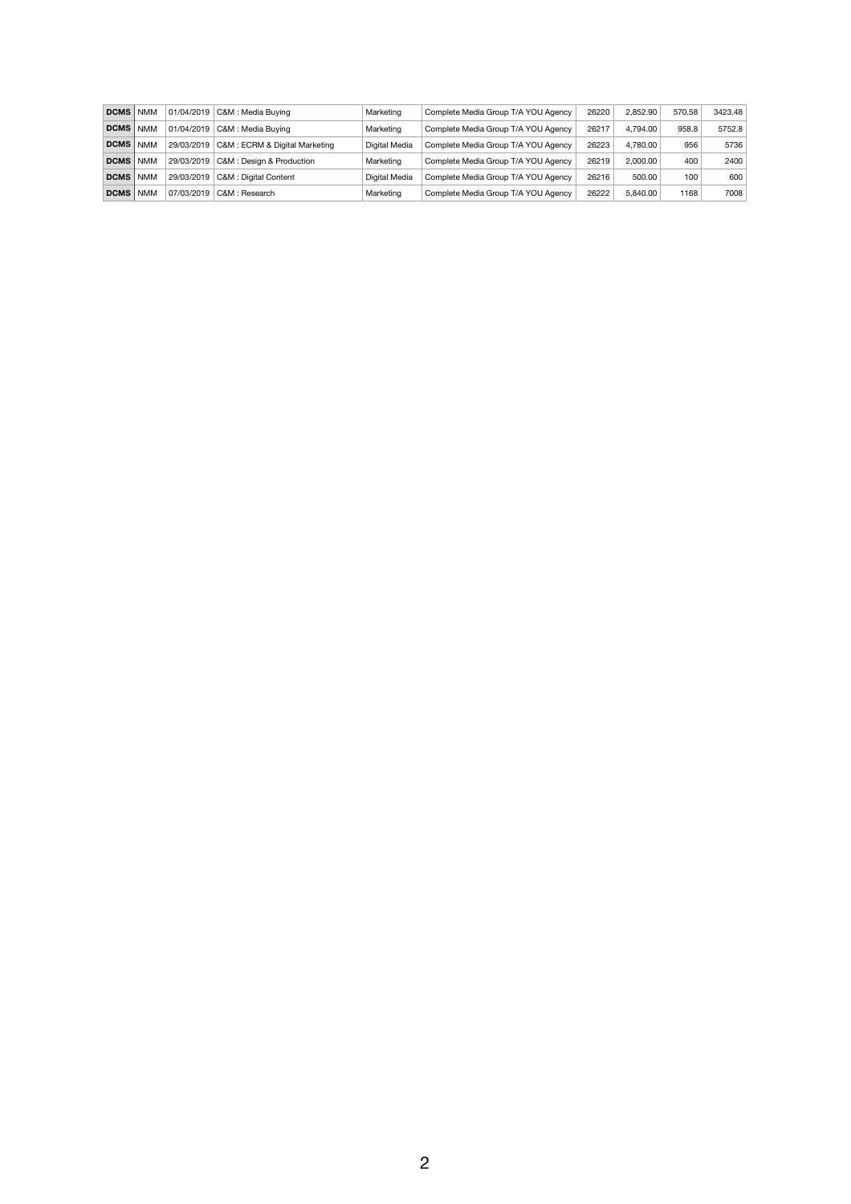| | | | | | | | | | |
|---|---|---|---|---|---|---|---|---|---|
| **DCMS** | NMM | 01/04/2019 | C&M : Media Buying | Marketing | Complete Media Group T/A YOU Agency | 26220 | 2,852.90 | 570.58 | 3423.48 |
| **DCMS** | NMM | 01/04/2019 | C&M : Media Buying | Marketing | Complete Media Group T/A YOU Agency | 26217 | 4,794.00 | 958.8 | 5752.8 |
| **DCMS** | NMM | 29/03/2019 | C&M : ECRM & Digital Marketing | Digital Media | Complete Media Group T/A YOU Agency | 26223 | 4,780.00 | 956 | 5736 |
| **DCMS** | NMM | 29/03/2019 | C&M : Design & Production | Marketing | Complete Media Group T/A YOU Agency | 26219 | 2,000.00 | 400 | 2400 |
| **DCMS** | NMM | 29/03/2019 | C&M : Digital Content | Digital Media | Complete Media Group T/A YOU Agency | 26216 | 500.00 | 100 | 600 |
| **DCMS** | NMM | 07/03/2019 | C&M : Research | Marketing | Complete Media Group T/A YOU Agency | 26222 | 5,840.00 | 1168 | 7008 |